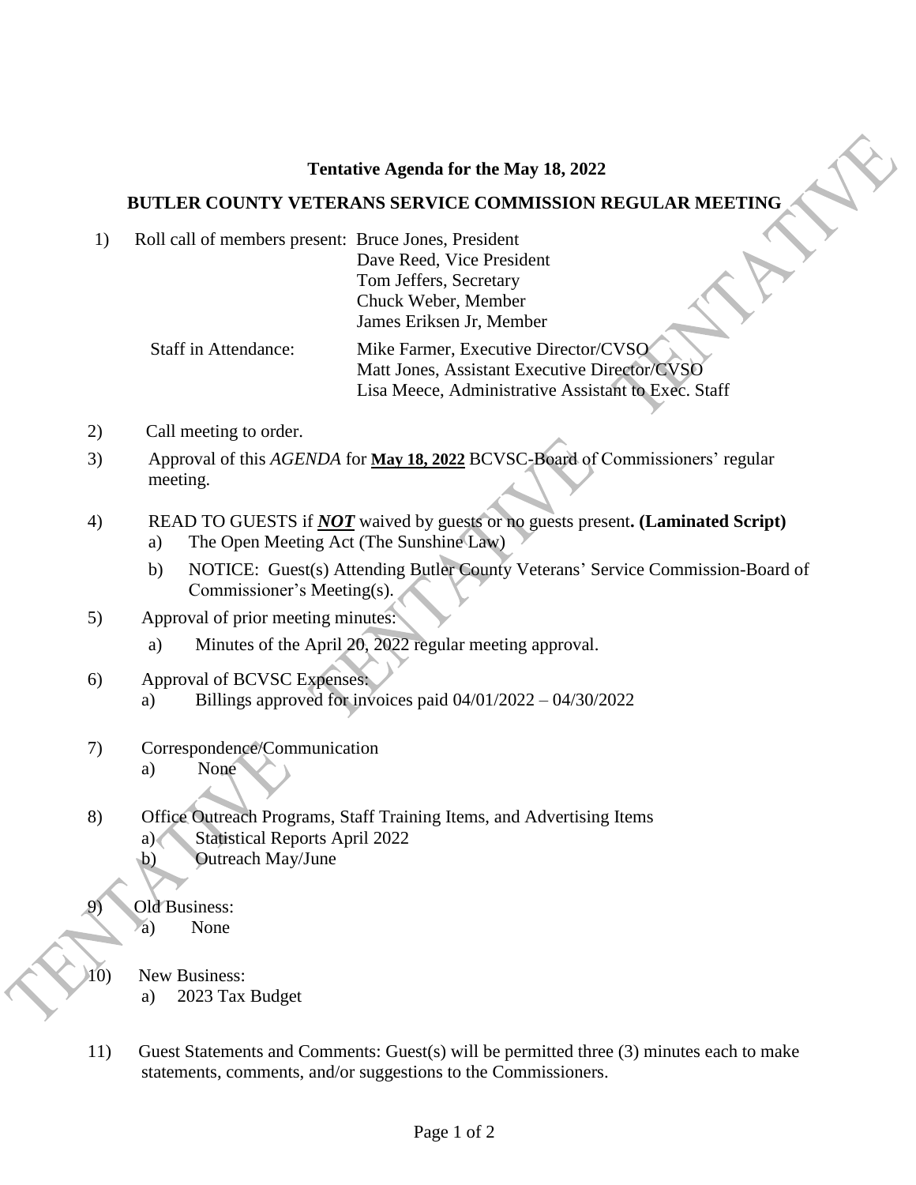**Tentative Agenda for the May 18, 2022**

**BUTLER COUNTY VETERANS SERVICE COMMISSION REGULAR MEETING**

1) Roll call of members present: Bruce Jones, President
   Dave Reed, Vice President
   Tom Jeffers, Secretary
   Chuck Weber, Member
   James Eriksen Jr, Member

   Staff in Attendance: Mike Farmer, Executive Director/CVSO
   Matt Jones, Assistant Executive Director/CVSO
   Lisa Meece, Administrative Assistant to Exec. Staff

2) Call meeting to order.

3) Approval of this *AGENDA* for **May 18, 2022** BCVSC-Board of Commissioners' regular meeting.

4) READ TO GUESTS if ***NOT*** waived by guests or no guests present**. (Laminated Script)**
   a) The Open Meeting Act (The Sunshine Law)
   b) NOTICE: Guest(s) Attending Butler County Veterans' Service Commission-Board of Commissioner's Meeting(s).

5) Approval of prior meeting minutes:
   a) Minutes of the April 20, 2022 regular meeting approval.

6) Approval of BCVSC Expenses:
   a) Billings approved for invoices paid 04/01/2022 – 04/30/2022

7) Correspondence/Communication
   a) None

8) Office Outreach Programs, Staff Training Items, and Advertising Items
   a) Statistical Reports April 2022
   b) Outreach May/June

9) Old Business:
   a) None

10) New Business:
   a) 2023 Tax Budget

11) Guest Statements and Comments: Guest(s) will be permitted three (3) minutes each to make statements, comments, and/or suggestions to the Commissioners.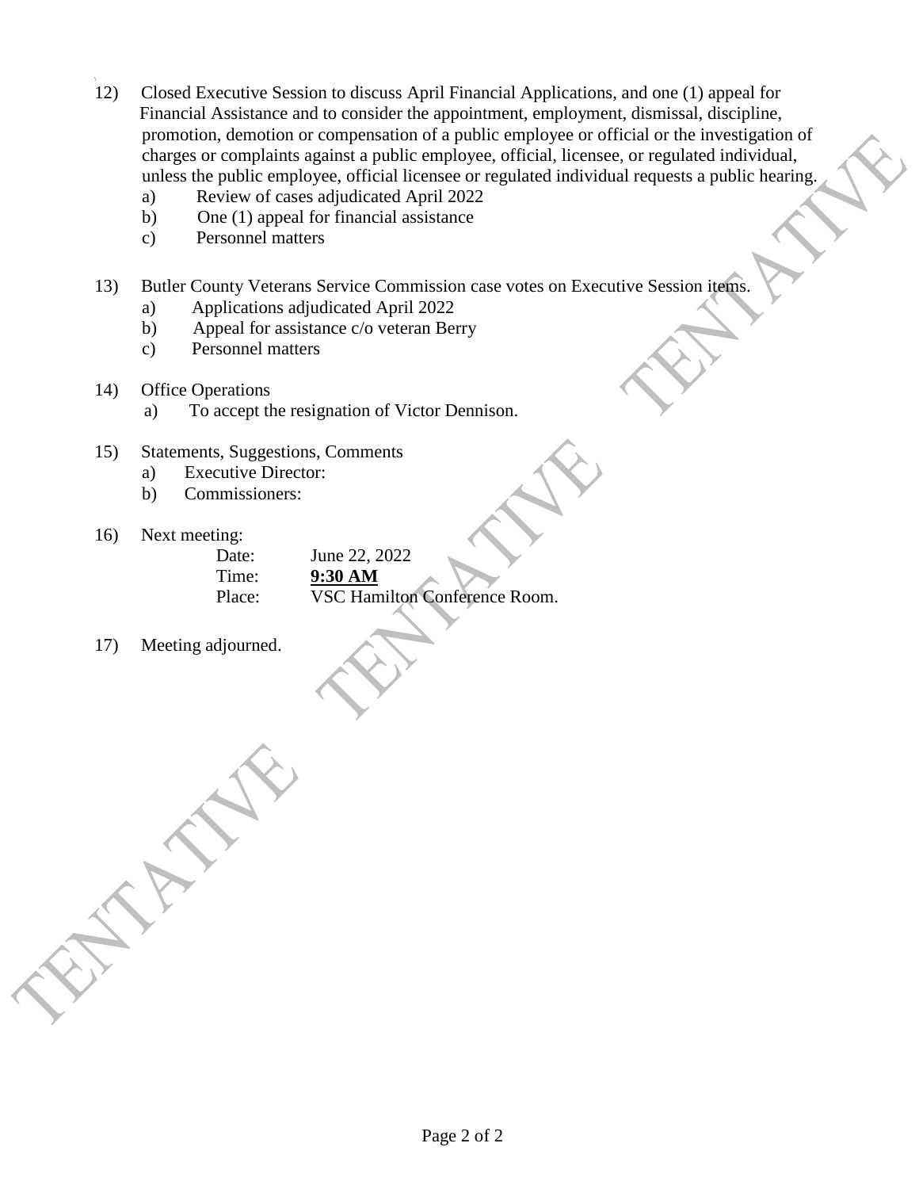12) Closed Executive Session to discuss April Financial Applications, and one (1) appeal for Financial Assistance and to consider the appointment, employment, dismissal, discipline, promotion, demotion or compensation of a public employee or official or the investigation of charges or complaints against a public employee, official, licensee, or regulated individual, unless the public employee, official licensee or regulated individual requests a public hearing.
    a) Review of cases adjudicated April 2022
    b) One (1) appeal for financial assistance
    c) Personnel matters

13) Butler County Veterans Service Commission case votes on Executive Session items.
    a) Applications adjudicated April 2022
    b) Appeal for assistance c/o veteran Berry
    c) Personnel matters

14) Office Operations
    a) To accept the resignation of Victor Dennison.

15) Statements, Suggestions, Comments
    a) Executive Director:
    b) Commissioners:

16) Next meeting:

    Date: June 22, 2022
    Time: **9:30 AM**
    Place: VSC Hamilton Conference Room.

17) Meeting adjourned.